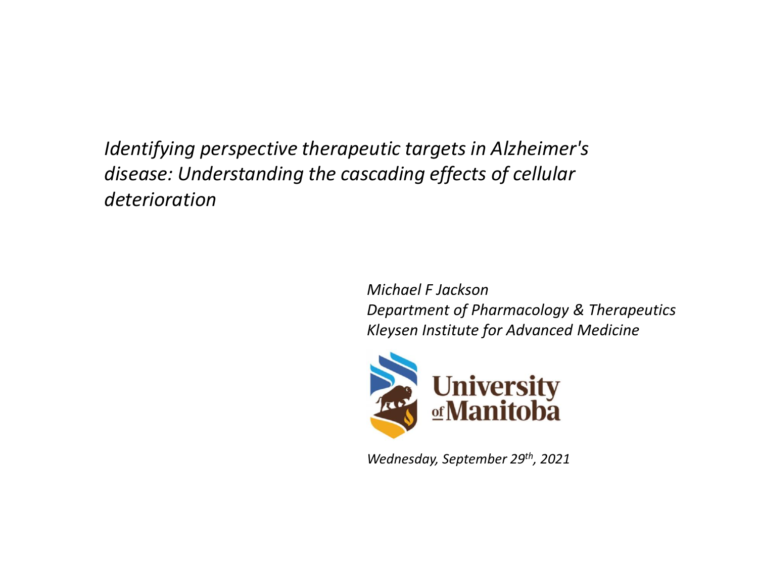# *Identifying perspective therapeutic targets in Alzheimer's disease: Understanding the cascading effects of cellular deterioration*

*Michael F Jackson*
*Department of Pharmacology & Therapeutics*
*Kleysen Institute for Advanced Medicine*

University of Manitoba

*Wednesday, September 29th, 2021*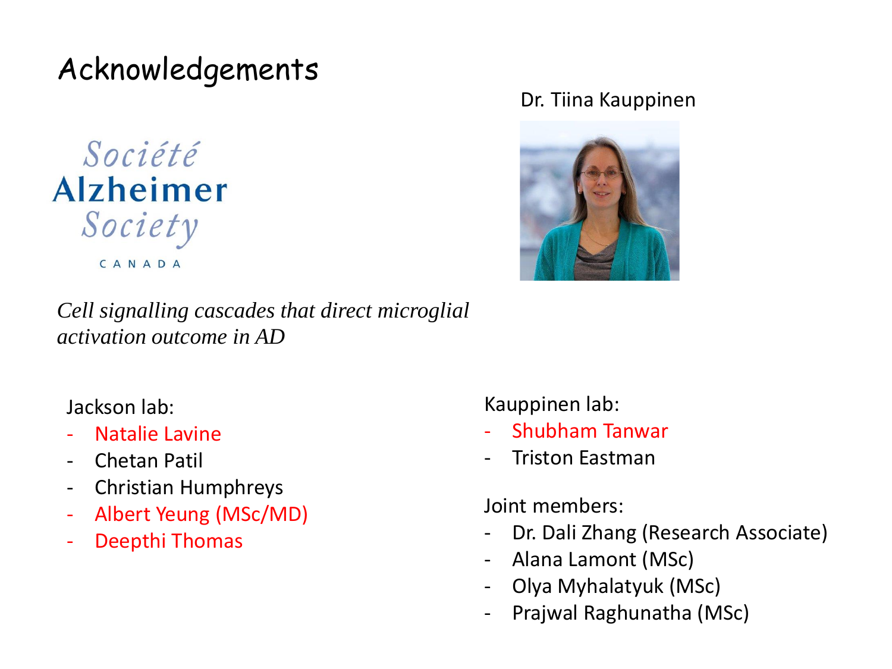# Acknowledgements

Société
**Alzheimer**
Society
CANADA

*Cell signalling cascades that direct microglial activation outcome in AD*

Dr. Tiina Kauppinen

Jackson lab:
- Natalie Lavine
- Chetan Patil
- Christian Humphreys
- Albert Yeung (MSc/MD)
- Deepthi Thomas

Kauppinen lab:
- Shubham Tanwar
- Triston Eastman

Joint members:
- Dr. Dali Zhang (Research Associate)
- Alana Lamont (MSc)
- Olya Myhalatyuk (MSc)
- Prajwal Raghunatha (MSc)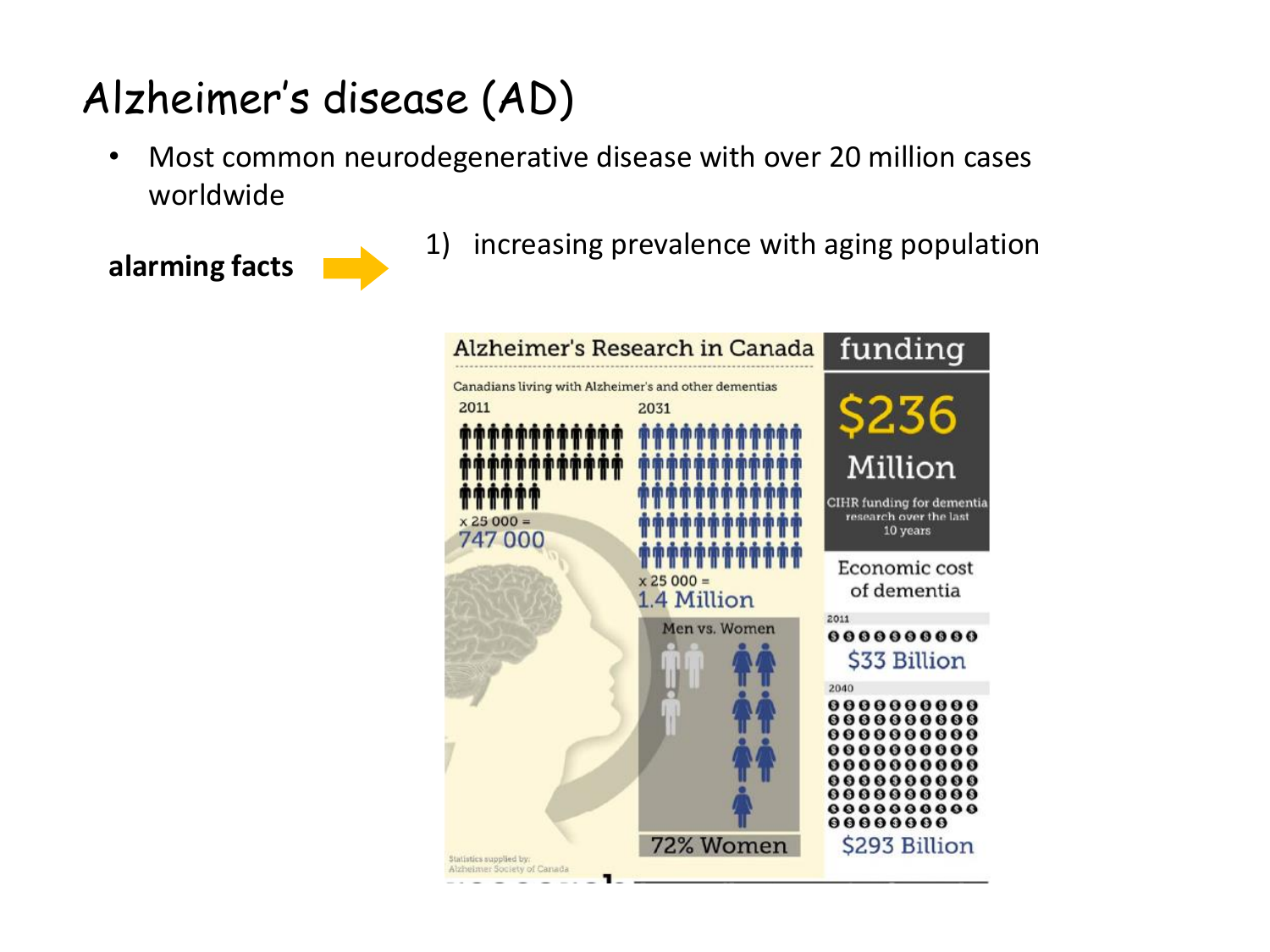# Alzheimer's disease (AD)

- Most common neurodegenerative disease with over 20 million cases worldwide

**alarming facts** → 1) increasing prevalence with aging population

## Alzheimer's Research in Canada

Canadians living with Alzheimer's and other dementias

2011

x 25 000 = 747 000

2031

x 25 000 = 1.4 Million

Men vs. Women

72% Women

Statistics supplied by: Alzheimer Society of Canada

## funding

$236 Million

CIHR funding for dementia research over the last 10 years

Economic cost of dementia

2011

$33 Billion

2040

$293 Billion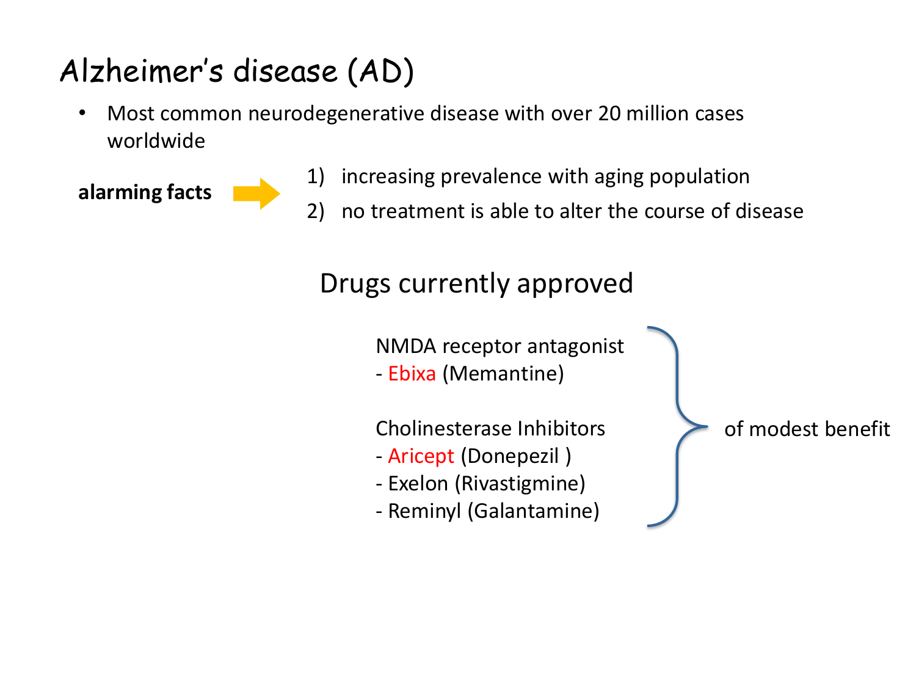# Alzheimer's disease (AD)

- Most common neurodegenerative disease with over 20 million cases worldwide

**alarming facts** →

1) increasing prevalence with aging population
2) no treatment is able to alter the course of disease

## Drugs currently approved

NMDA receptor antagonist
- Ebixa (Memantine)

Cholinesterase Inhibitors
- Aricept (Donepezil )
- Exelon (Rivastigmine)
- Reminyl (Galantamine)

} of modest benefit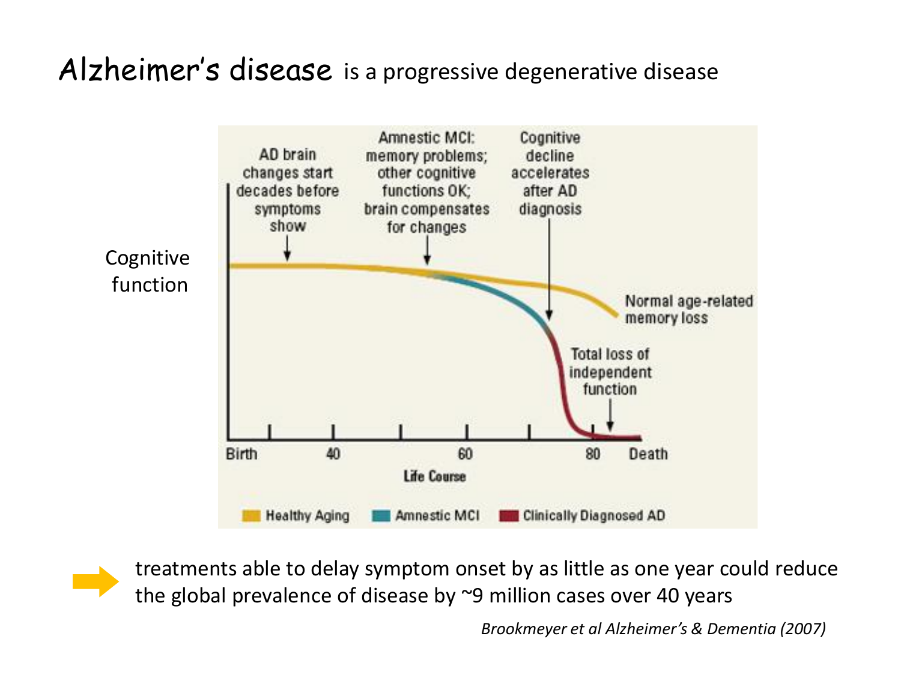# Alzheimer's disease is a progressive degenerative disease

Cognitive function

AD brain changes start decades before symptoms show

Amnestic MCI: memory problems; other cognitive functions OK; brain compensates for changes

Cognitive decline accelerates after AD diagnosis

Normal age-related memory loss

Total loss of independent function

Birth 40 60 80 Death

Life Course

Healthy Aging | Amnestic MCI | Clinically Diagnosed AD

➡ treatments able to delay symptom onset by as little as one year could reduce the global prevalence of disease by ~9 million cases over 40 years

*Brookmeyer et al Alzheimer's & Dementia (2007)*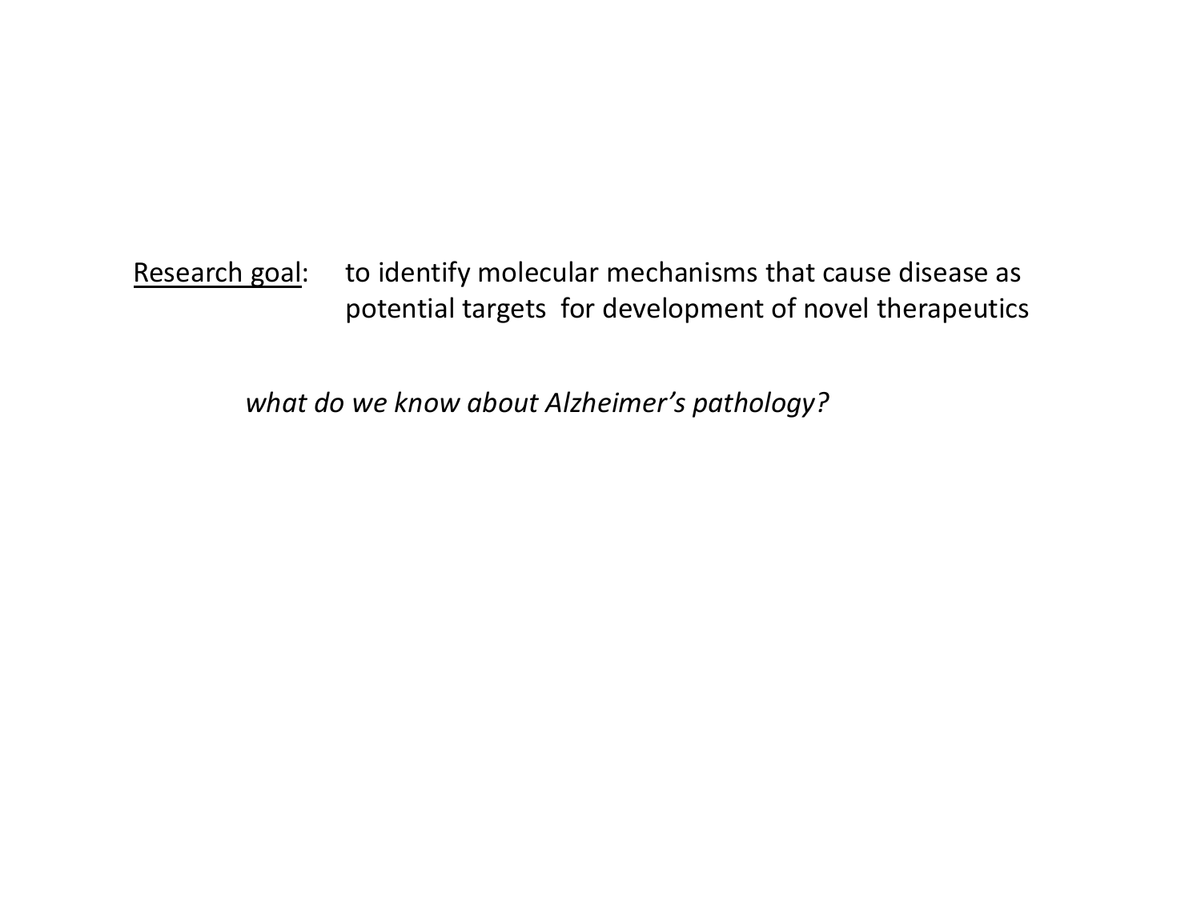<u>Research goal</u>: to identify molecular mechanisms that cause disease as potential targets for development of novel therapeutics

*what do we know about Alzheimer's pathology?*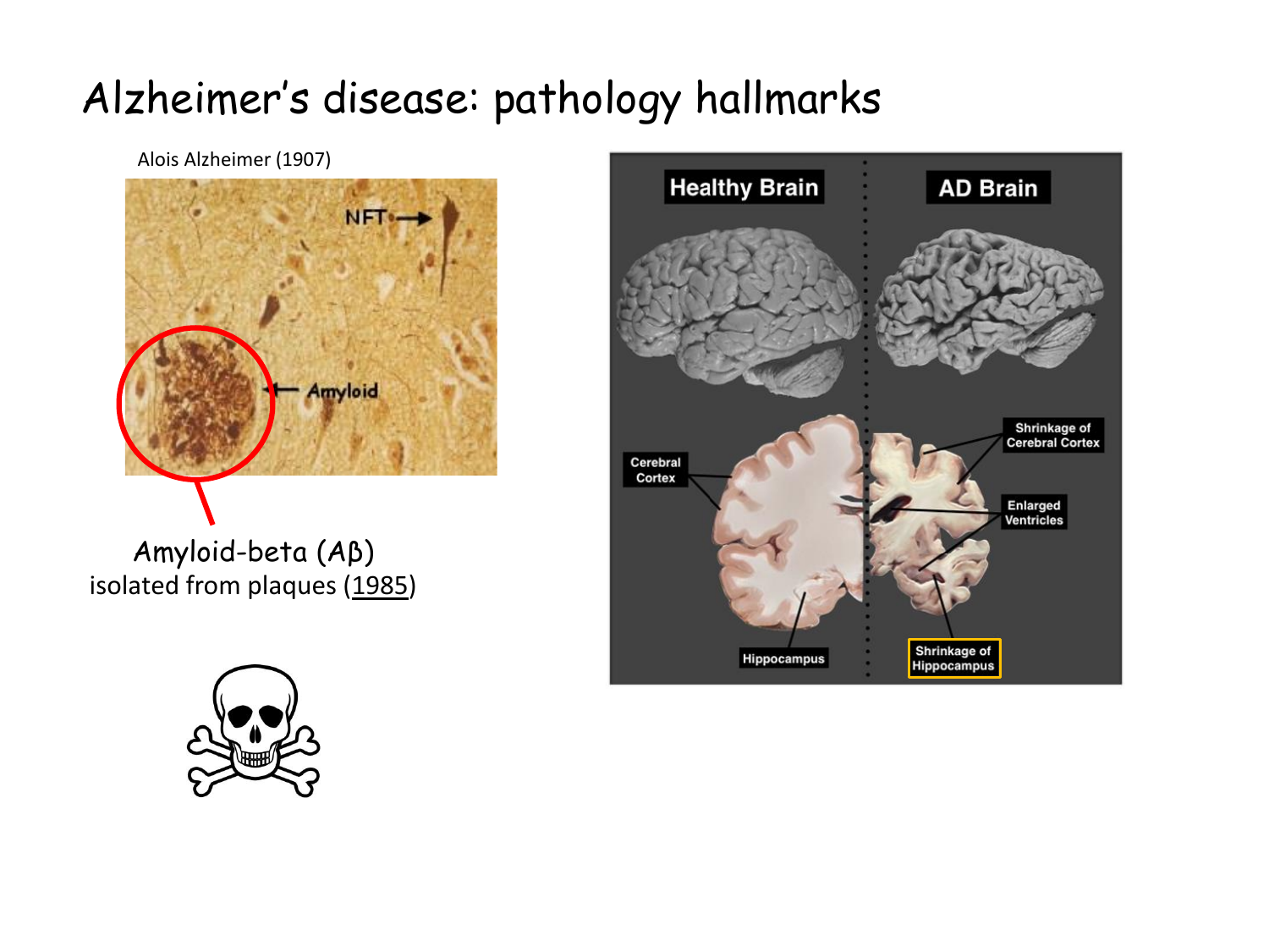# Alzheimer's disease: pathology hallmarks

Alois Alzheimer (1907)

NFT

Amyloid

Amyloid-beta (Aβ)
isolated from plaques (1985)

Healthy Brain

AD Brain

Cerebral Cortex

Hippocampus

Shrinkage of Cerebral Cortex

Enlarged Ventricles

Shrinkage of Hippocampus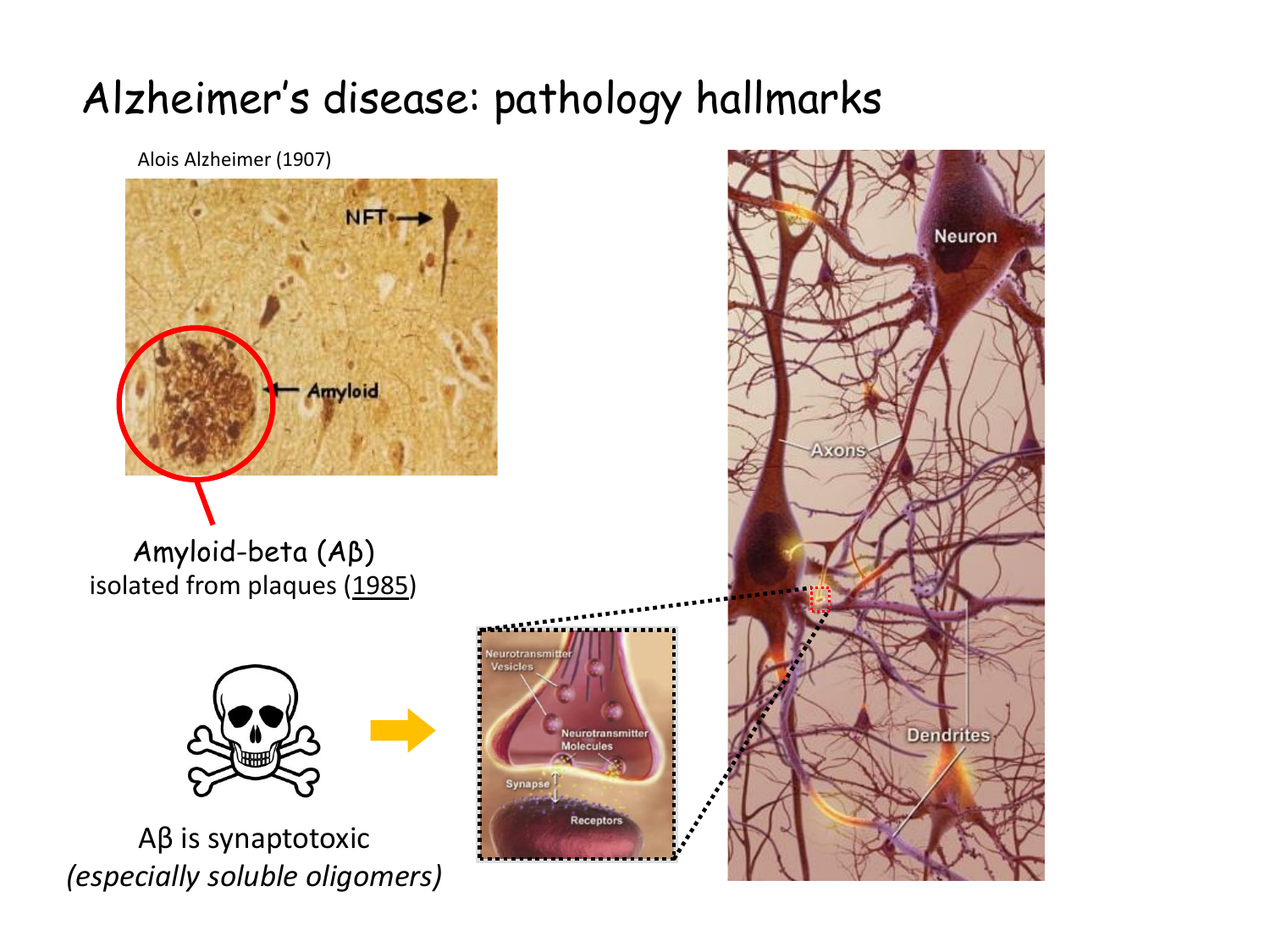# Alzheimer's disease: pathology hallmarks

Alois Alzheimer (1907)

Amyloid-beta (Aβ)
isolated from plaques (1985)

Aβ is synaptotoxic
*(especially soluble oligomers)*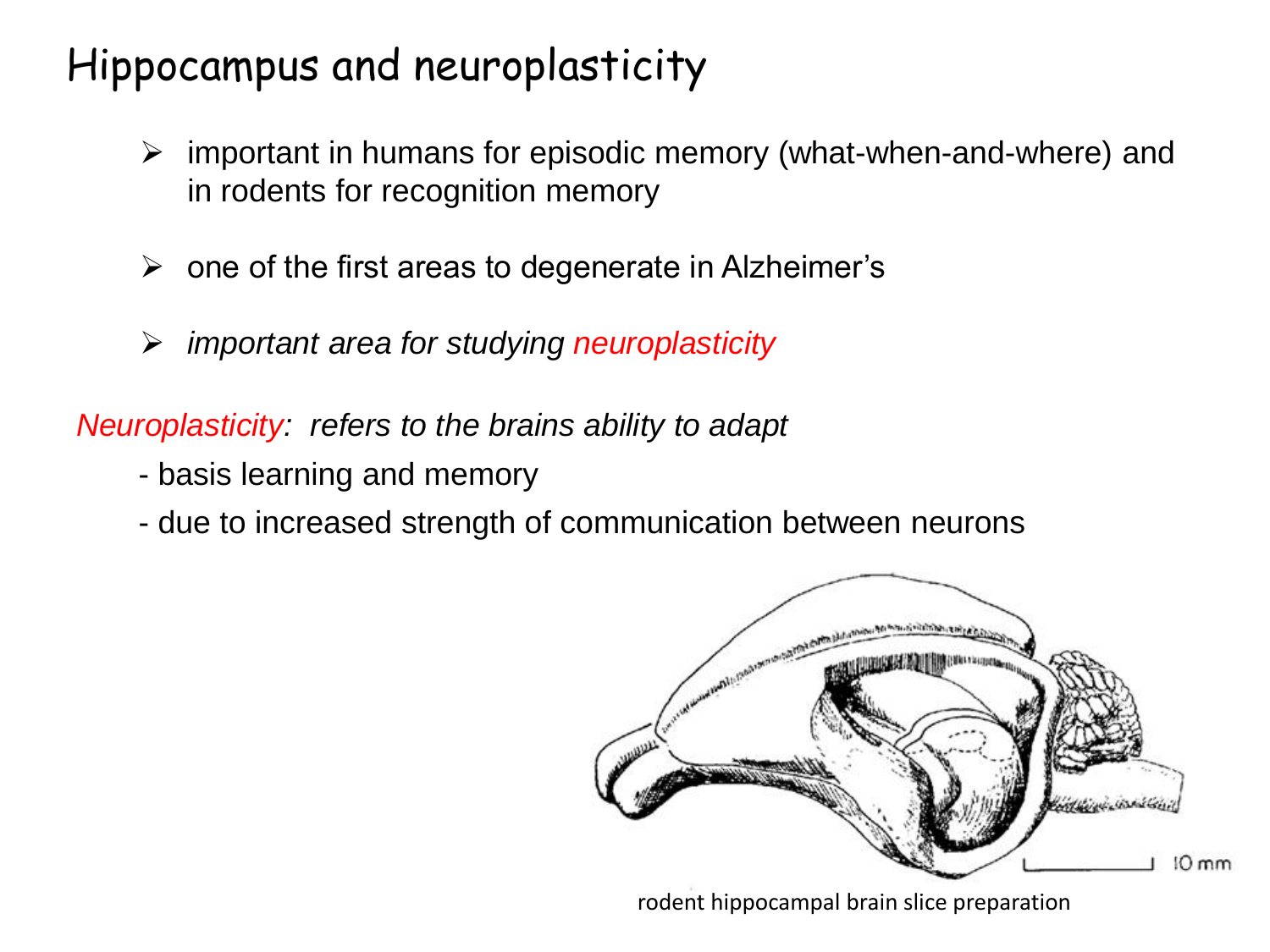# Hippocampus and neuroplasticity

- important in humans for episodic memory (what-when-and-where) and in rodents for recognition memory
- one of the first areas to degenerate in Alzheimer's
- *important area for studying neuroplasticity*

*Neuroplasticity: refers to the brains ability to adapt*

- basis learning and memory
- due to increased strength of communication between neurons

rodent hippocampal brain slice preparation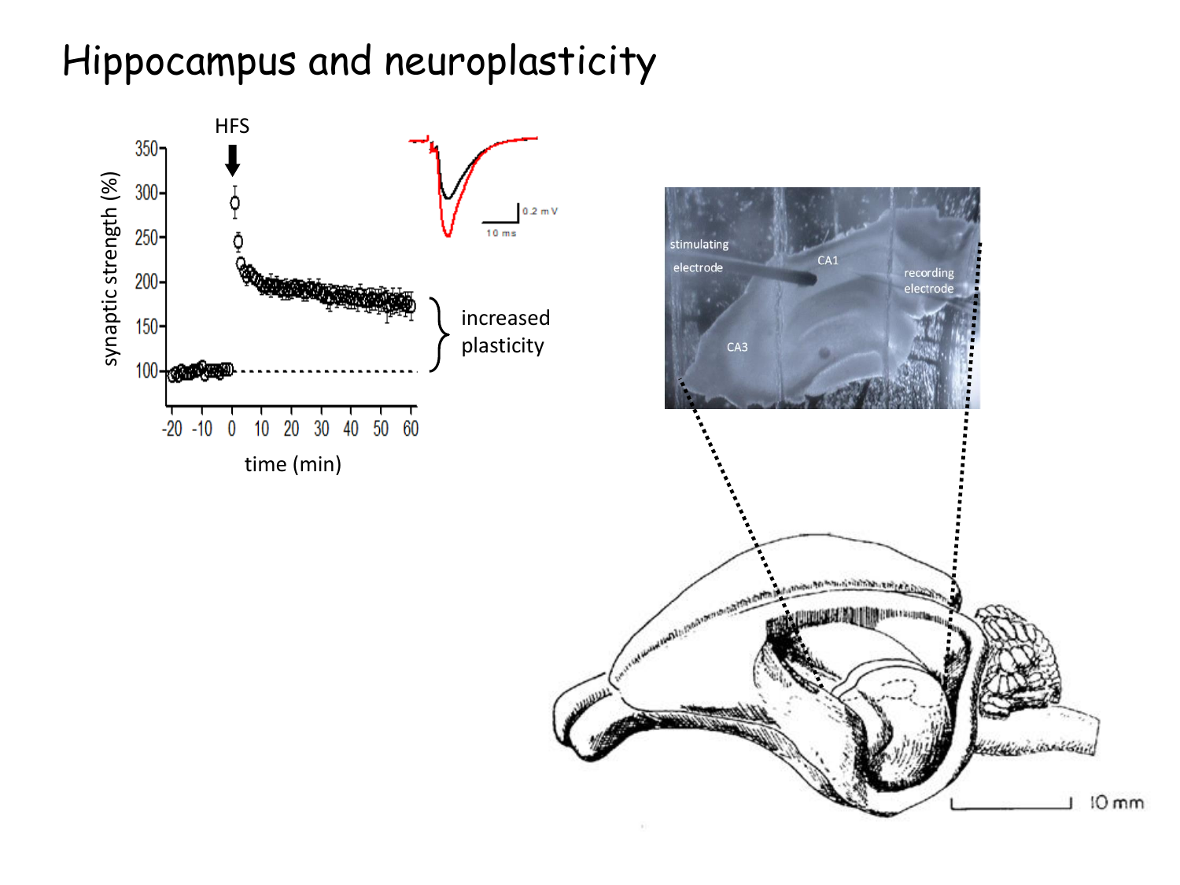# Hippocampus and neuroplasticity

HFS

synaptic strength (%)

350
300
250
200
150
100

-20 -10 0 10 20 30 40 50 60

time (min)

increased plasticity

0.2 mV

10 ms

stimulating electrode

CA1

recording electrode

CA3

10 mm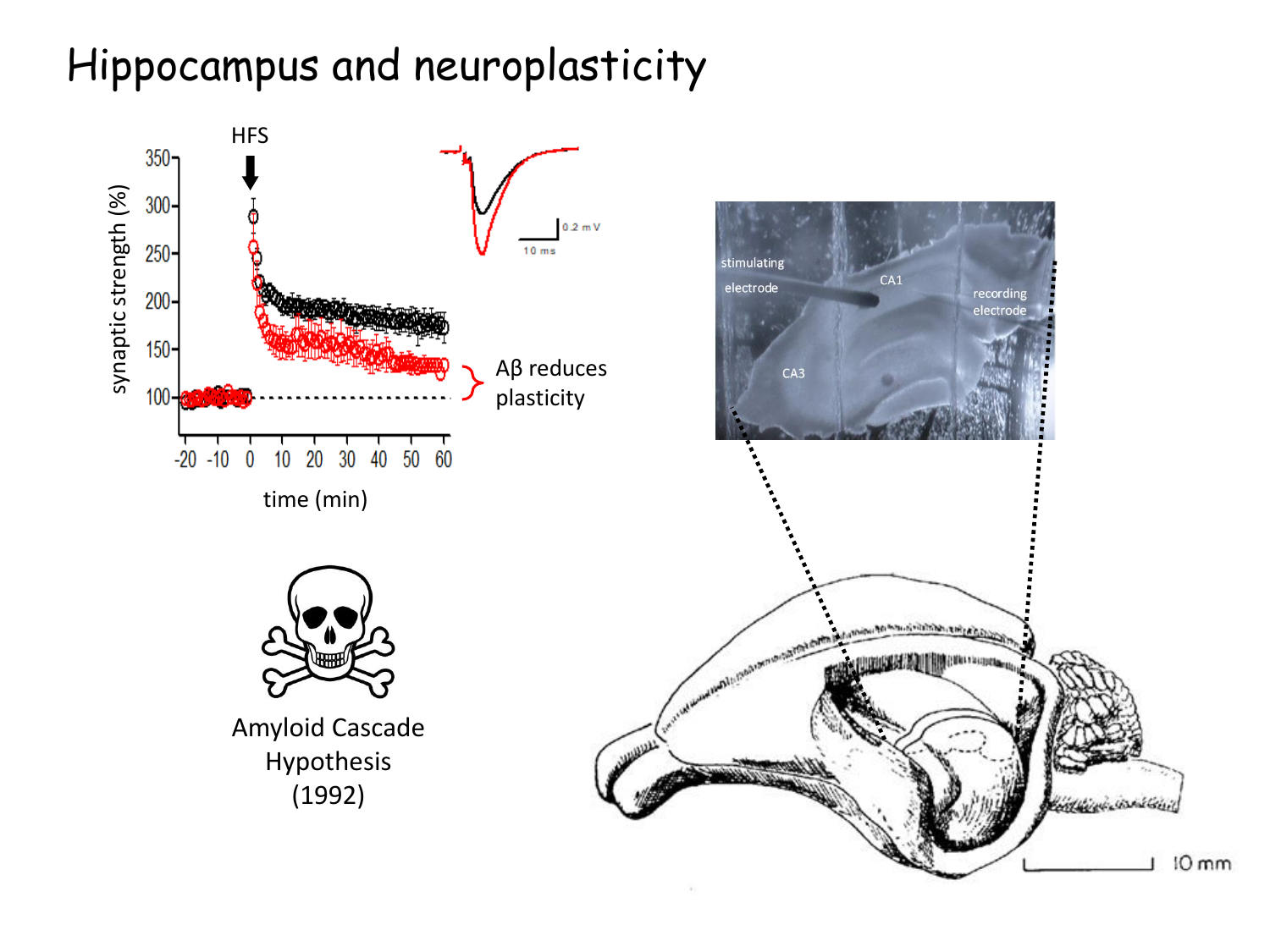# Hippocampus and neuroplasticity

HFS

synaptic strength (%)

time (min)

0.2 mV

10 ms

Aβ reduces plasticity

stimulating electrode

CA1

recording electrode

CA3

Amyloid Cascade Hypothesis (1992)

10 mm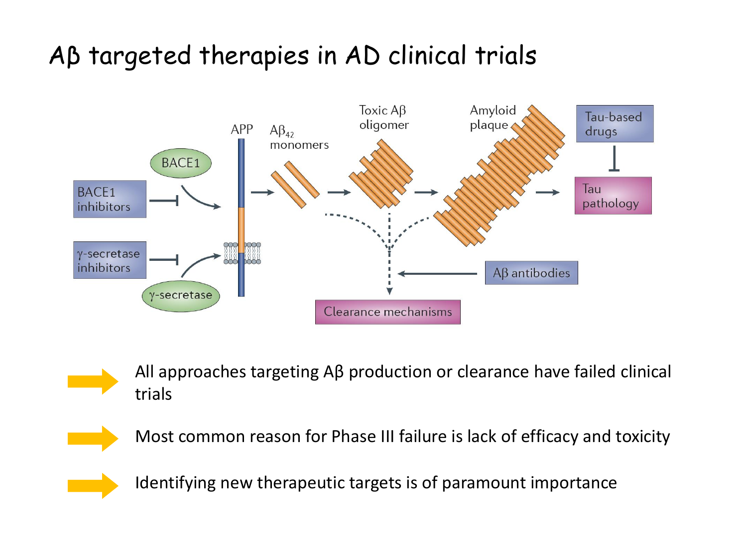# Aβ targeted therapies in AD clinical trials

APP

$A\beta_{42}$ monomers

Toxic Aβ oligomer

Amyloid plaque

Tau-based drugs

Tau pathology

BACE1

BACE1 inhibitors

γ-secretase inhibitors

γ-secretase

Aβ antibodies

Clearance mechanisms

- All approaches targeting Aβ production or clearance have failed clinical trials
- Most common reason for Phase III failure is lack of efficacy and toxicity
- Identifying new therapeutic targets is of paramount importance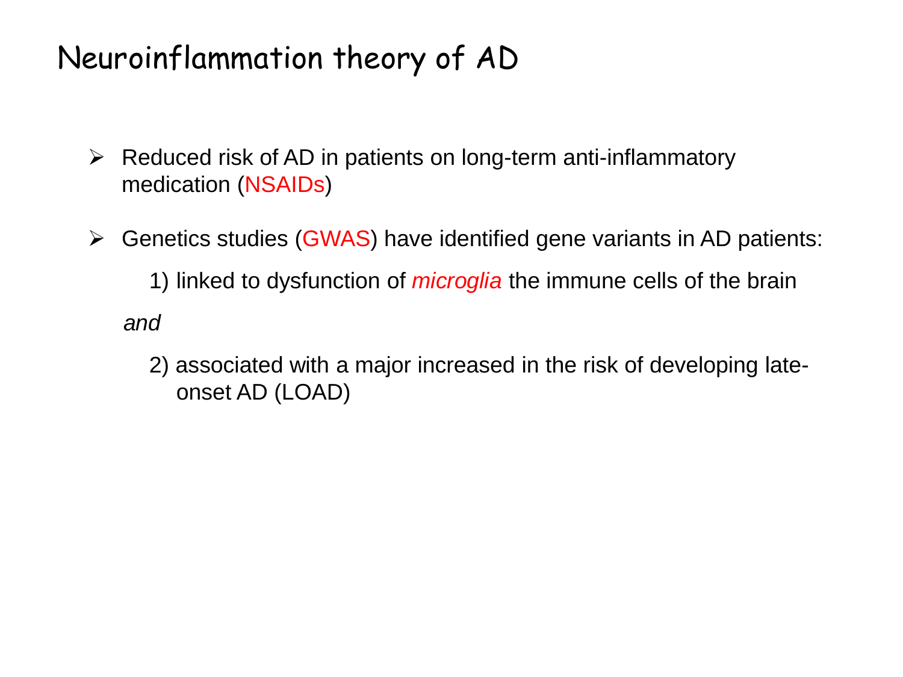# Neuroinflammation theory of AD

- Reduced risk of AD in patients on long-term anti-inflammatory medication (NSAIDs)

- Genetics studies (GWAS) have identified gene variants in AD patients:

  1) linked to dysfunction of *microglia* the immune cells of the brain

  *and*

  2) associated with a major increased in the risk of developing late-onset AD (LOAD)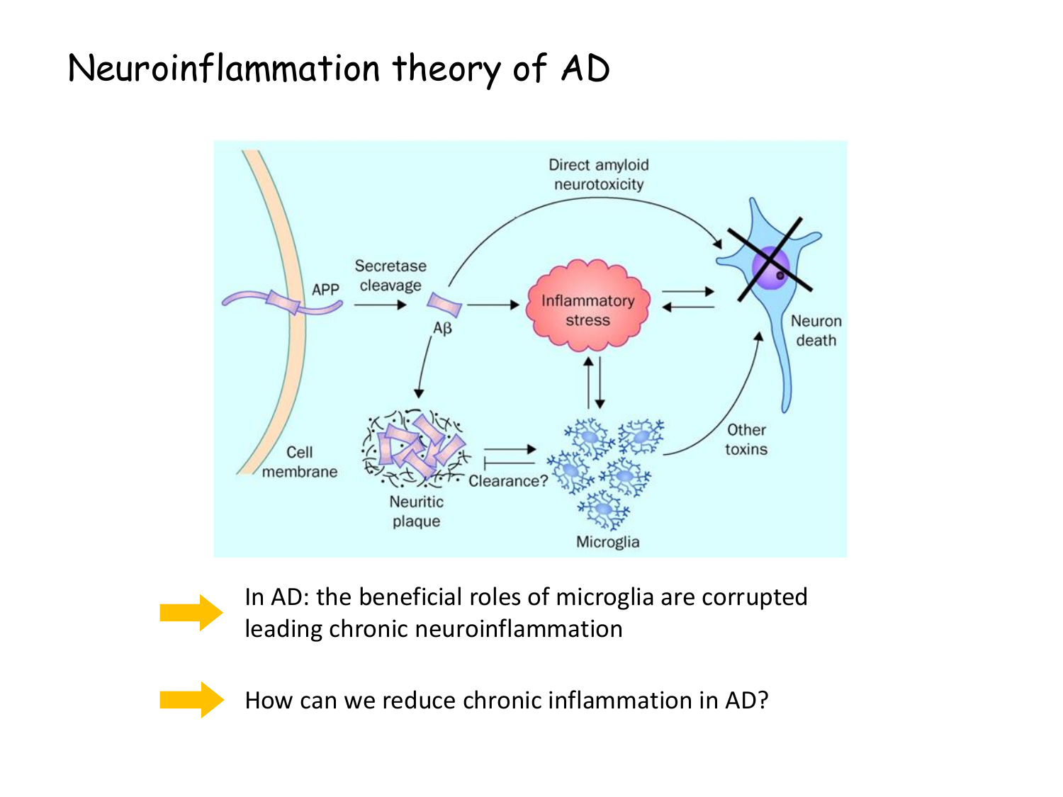# Neuroinflammation theory of AD

- In AD: the beneficial roles of microglia are corrupted leading chronic neuroinflammation
- How can we reduce chronic inflammation in AD?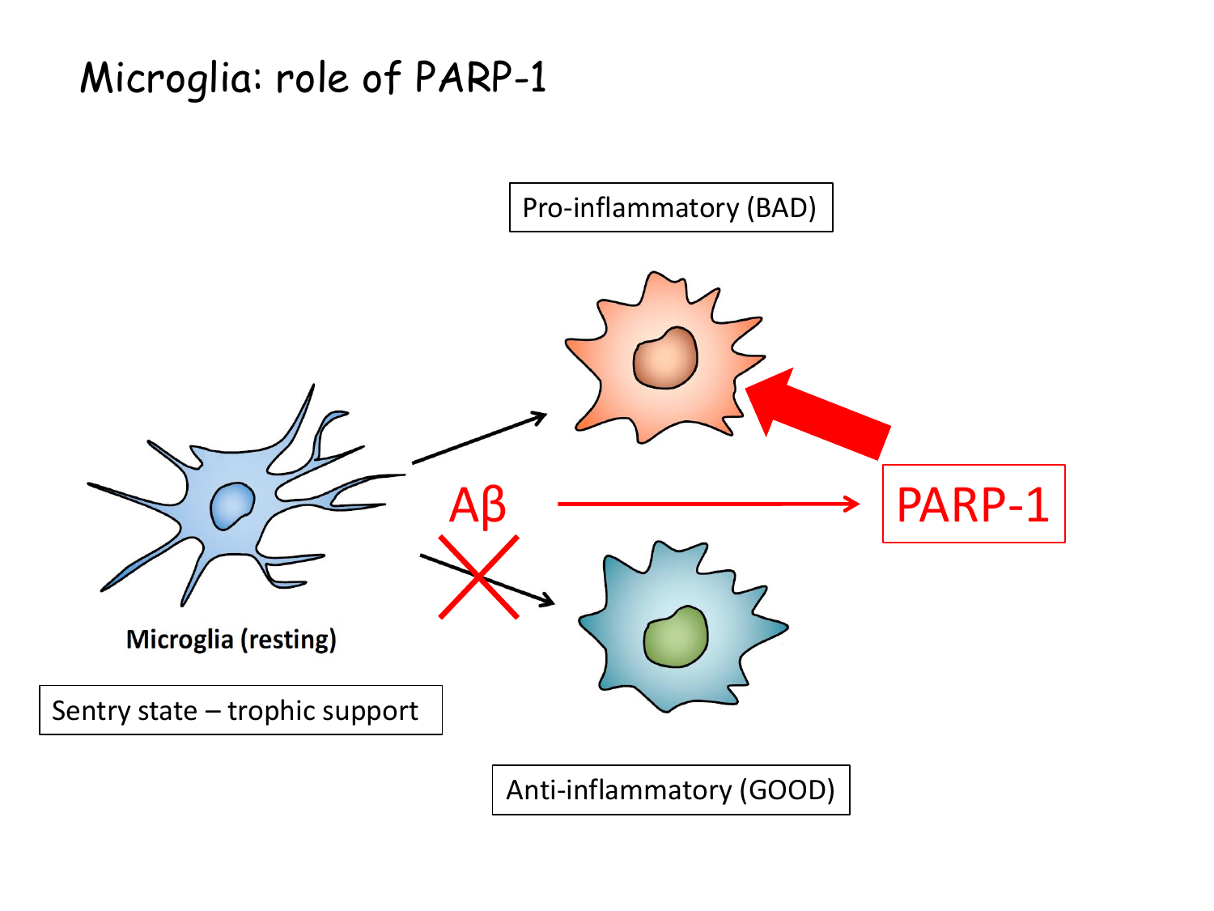# Microglia: role of PARP-1

Pro-inflammatory (BAD)

Microglia (resting)

Aβ

PARP-1

Sentry state – trophic support

Anti-inflammatory (GOOD)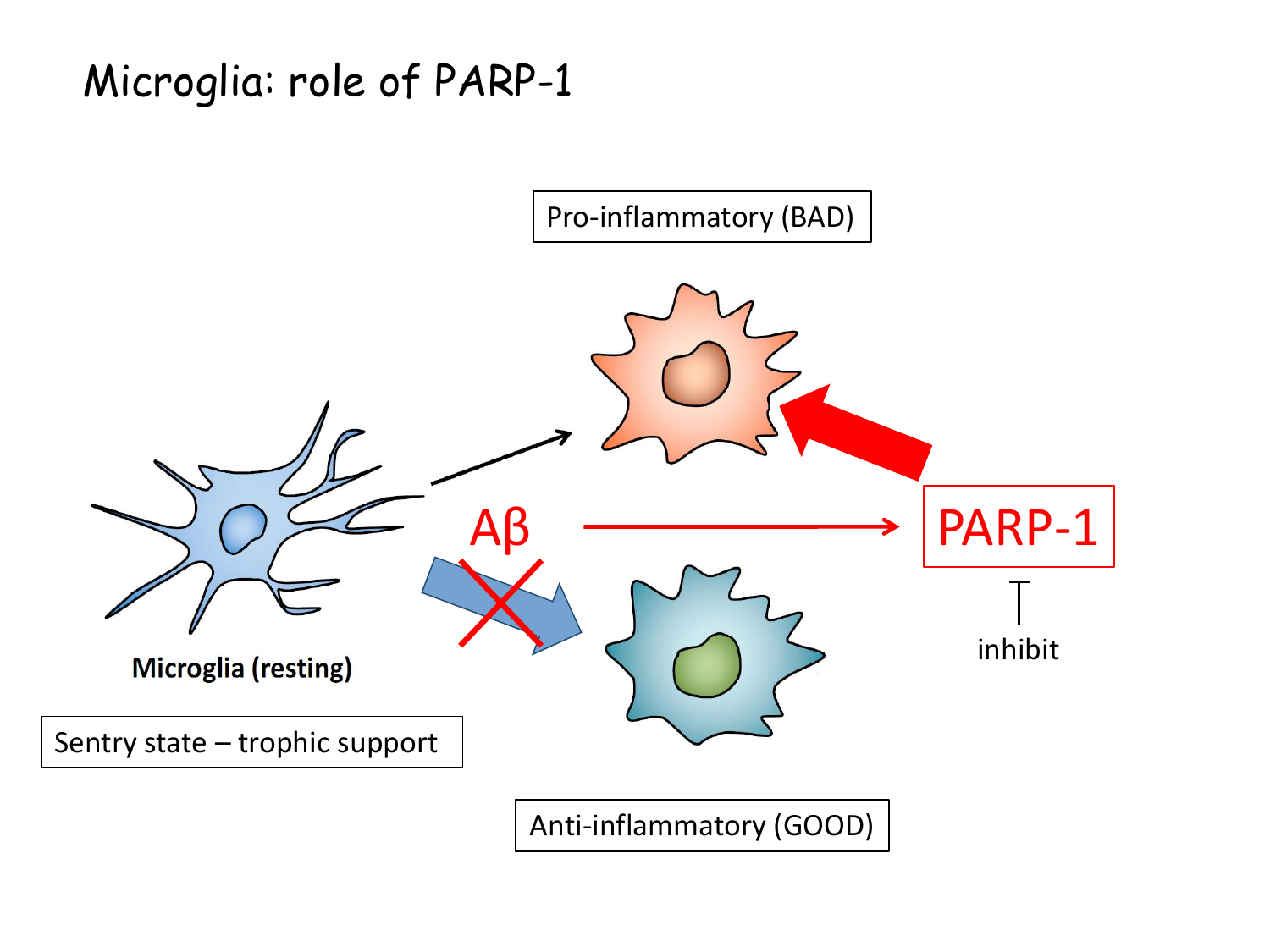# Microglia: role of PARP-1

Pro-inflammatory (BAD)

Microglia (resting)

Sentry state – trophic support

Aβ

PARP-1

inhibit

Anti-inflammatory (GOOD)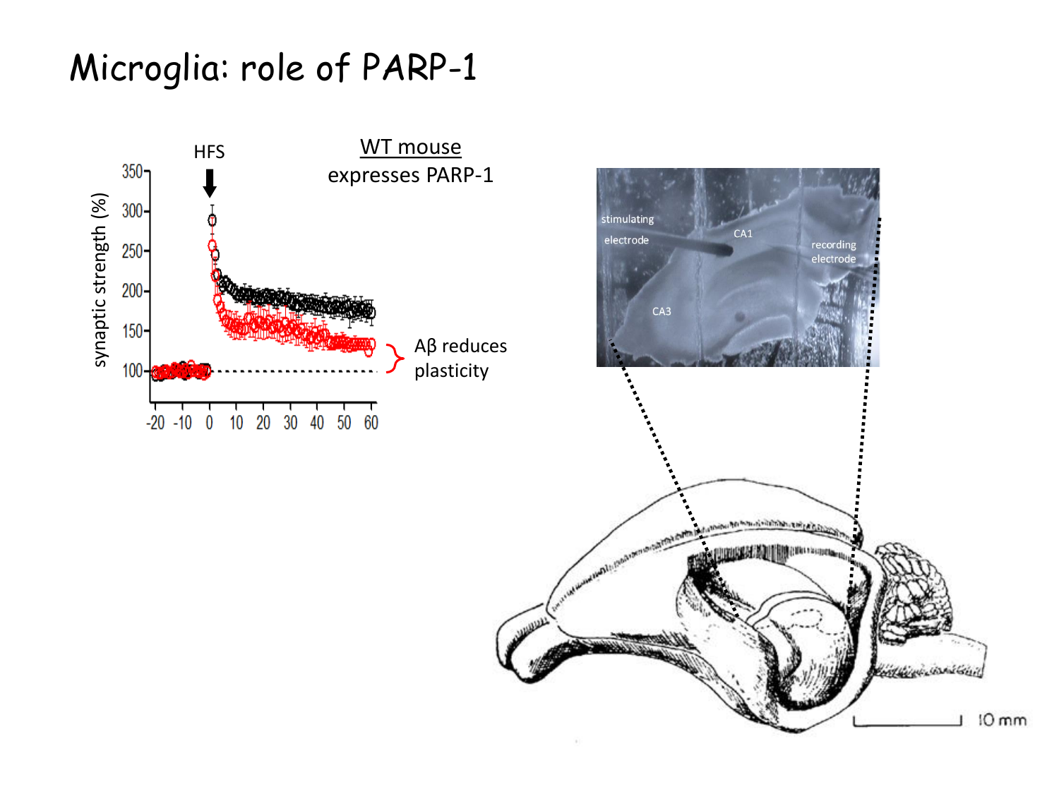# Microglia: role of PARP-1

HFS

WT mouse
expresses PARP-1

synaptic strength (%)

350
300
250
200
150
100

-20 -10 0 10 20 30 40 50 60

Aβ reduces plasticity

stimulating electrode

CA1

recording electrode

CA3

10 mm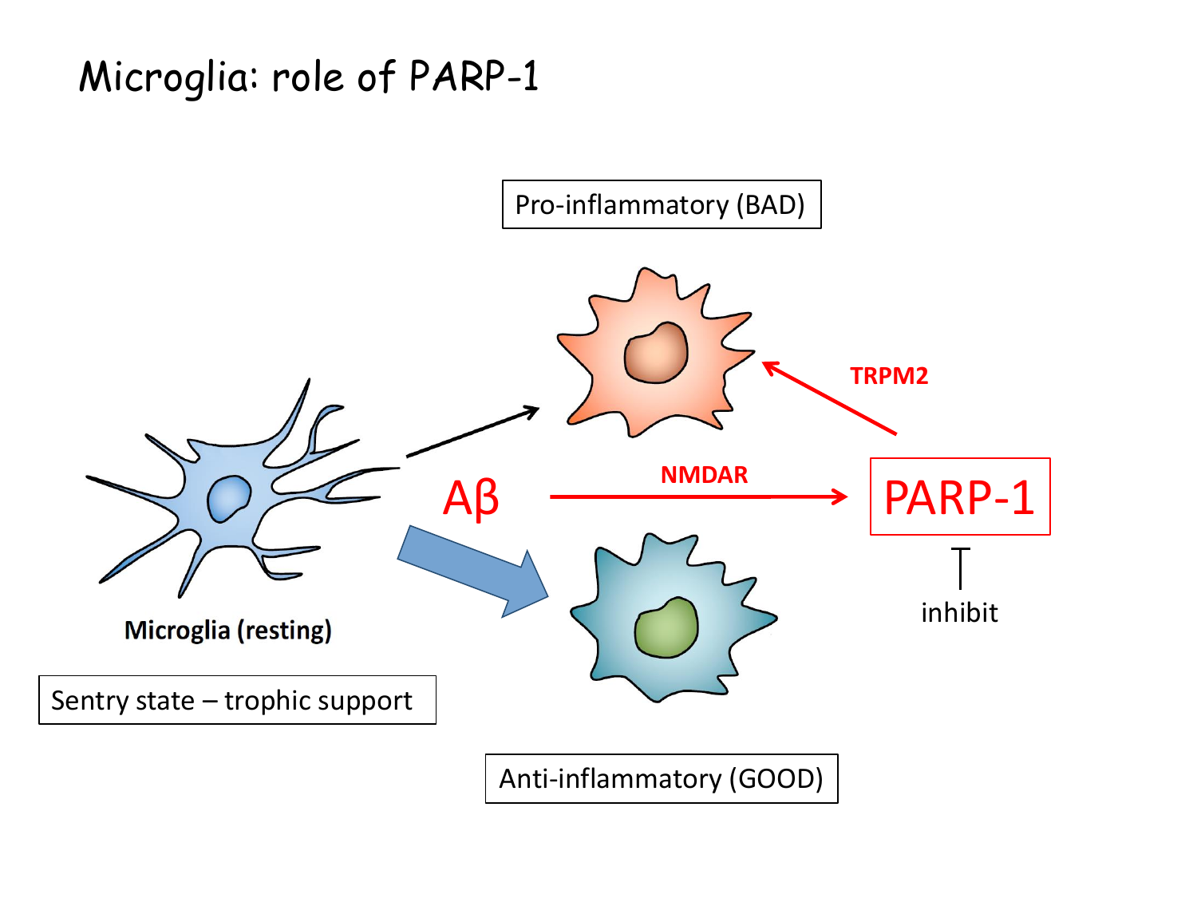# Microglia: role of PARP-1

Pro-inflammatory (BAD)

TRPM2

Aβ

NMDAR

PARP-1

inhibit

Microglia (resting)

Sentry state – trophic support

Anti-inflammatory (GOOD)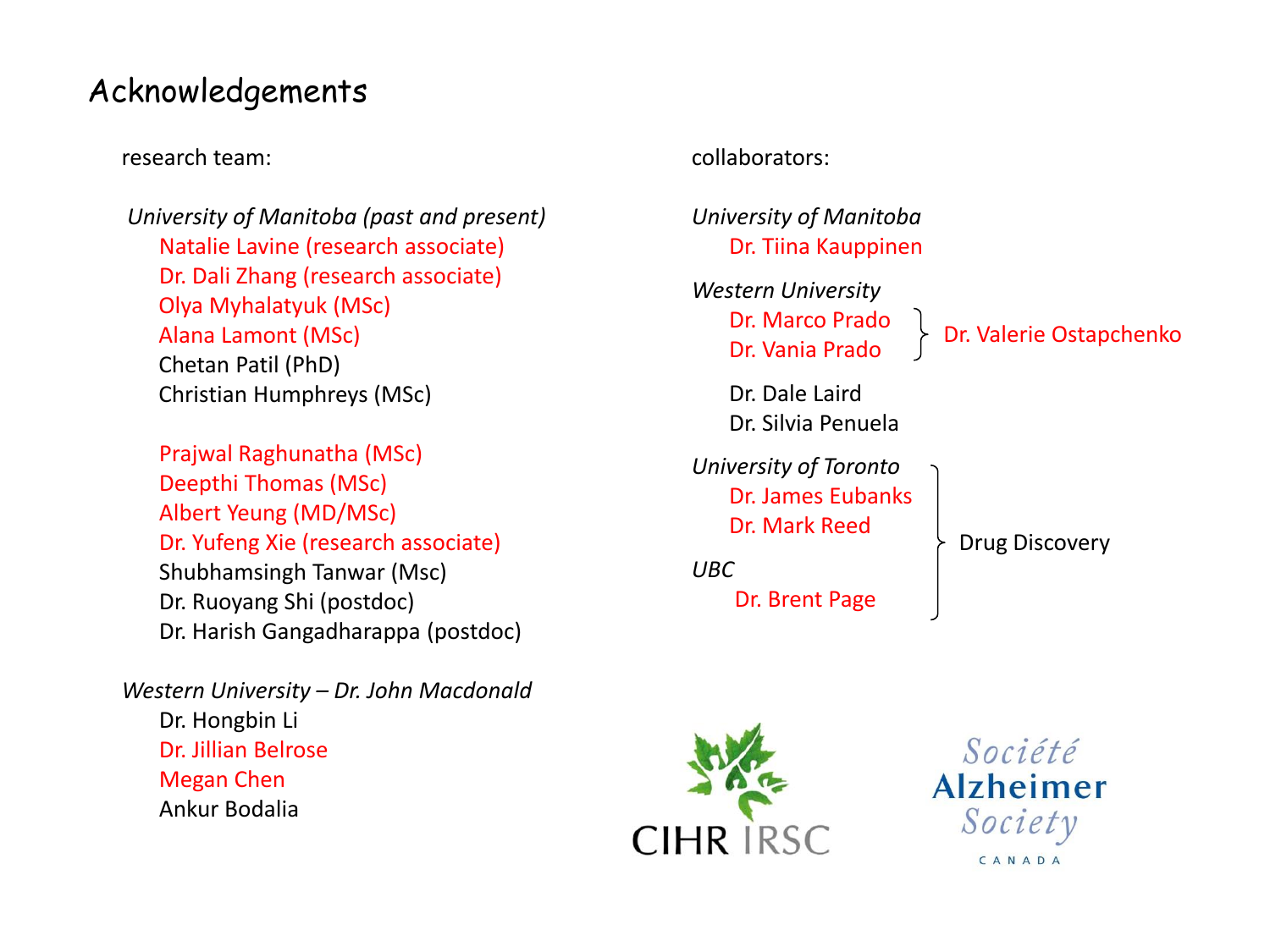# Acknowledgements

research team:

*University of Manitoba (past and present)*

- Natalie Lavine (research associate)
- Dr. Dali Zhang (research associate)
- Olya Myhalatyuk (MSc)
- Alana Lamont (MSc)
- Chetan Patil (PhD)
- Christian Humphreys (MSc)

- Prajwal Raghunatha (MSc)
- Deepthi Thomas (MSc)
- Albert Yeung (MD/MSc)
- Dr. Yufeng Xie (research associate)
- Shubhamsingh Tanwar (Msc)
- Dr. Ruoyang Shi (postdoc)
- Dr. Harish Gangadharappa (postdoc)

*Western University – Dr. John Macdonald*

- Dr. Hongbin Li
- Dr. Jillian Belrose
- Megan Chen
- Ankur Bodalia

collaborators:

*University of Manitoba*

- Dr. Tiina Kauppinen

*Western University*

- Dr. Marco Prado
- Dr. Vania Prado

} Dr. Valerie Ostapchenko

- Dr. Dale Laird
- Dr. Silvia Penuela

*University of Toronto*

- Dr. James Eubanks
- Dr. Mark Reed

*UBC*

- Dr. Brent Page

} Drug Discovery

CIHR IRSC

Société Alzheimer Society CANADA